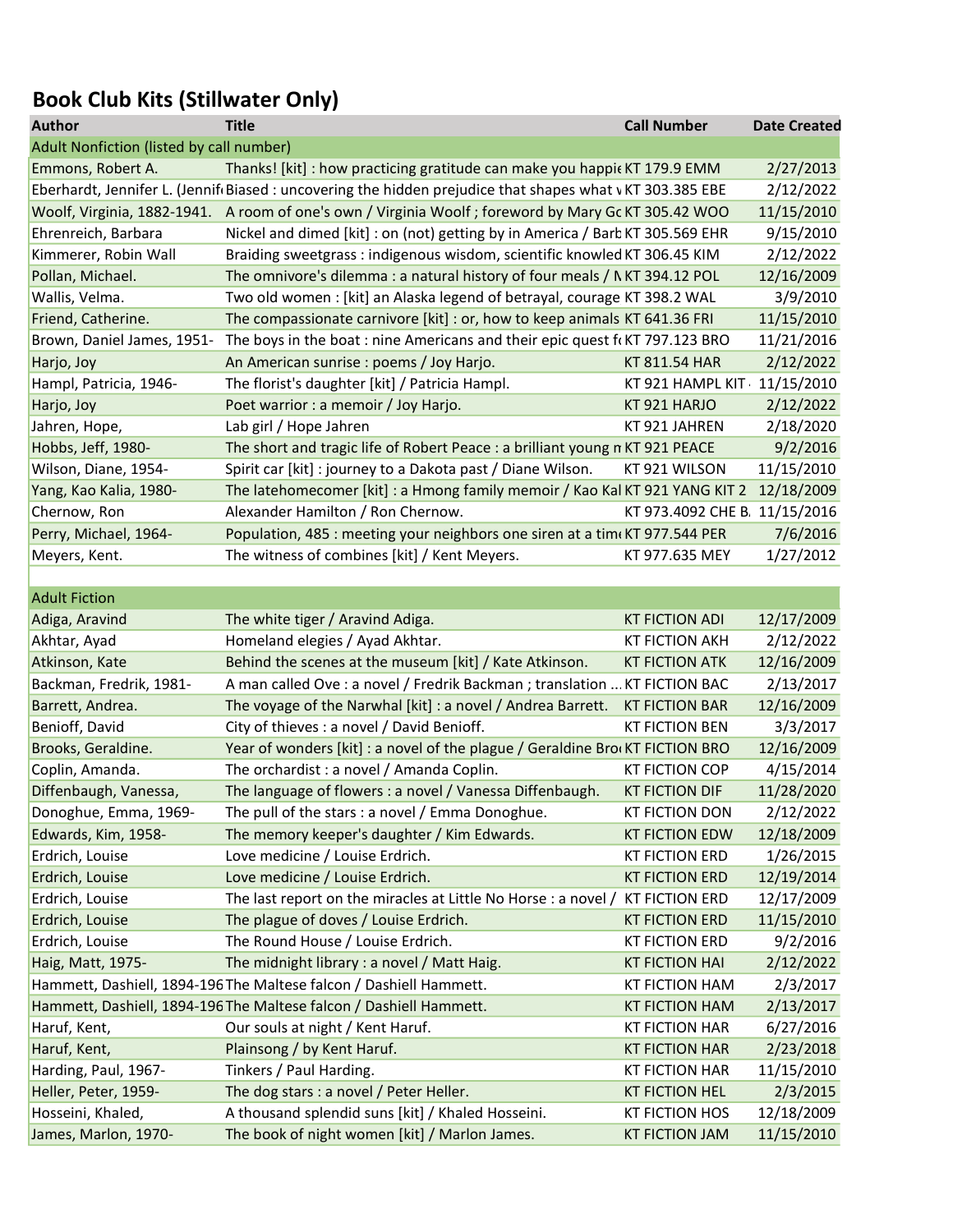## Book Club Kits (Stillwater Only)

| Author | Title | Call Number | Date Created |
|---|---|---|---|
| Adult Nonfiction (listed by call number) | | | |
| Emmons, Robert A. | Thanks! [kit] : how practicing gratitude can make you happie | KT 179.9 EMM | 2/27/2013 |
| Eberhardt, Jennifer L. (Jennif | Biased : uncovering the hidden prejudice that shapes what v | KT 303.385 EBE | 2/12/2022 |
| Woolf, Virginia, 1882-1941. | A room of one's own / Virginia Woolf ; foreword by Mary Gc | KT 305.42 WOO | 11/15/2010 |
| Ehrenreich, Barbara | Nickel and dimed [kit] : on (not) getting by in America / Barb | KT 305.569 EHR | 9/15/2010 |
| Kimmerer, Robin Wall | Braiding sweetgrass : indigenous wisdom, scientific knowled | KT 306.45 KIM | 2/12/2022 |
| Pollan, Michael. | The omnivore's dilemma : a natural history of four meals / M | KT 394.12 POL | 12/16/2009 |
| Wallis, Velma. | Two old women : [kit] an Alaska legend of betrayal, courage | KT 398.2 WAL | 3/9/2010 |
| Friend, Catherine. | The compassionate carnivore [kit] : or, how to keep animals | KT 641.36 FRI | 11/15/2010 |
| Brown, Daniel James, 1951- | The boys in the boat : nine Americans and their epic quest fo | KT 797.123 BRO | 11/21/2016 |
| Harjo, Joy | An American sunrise : poems / Joy Harjo. | KT 811.54 HAR | 2/12/2022 |
| Hampl, Patricia, 1946- | The florist's daughter [kit] / Patricia Hampl. | KT 921 HAMPL KIT | 11/15/2010 |
| Harjo, Joy | Poet warrior : a memoir / Joy Harjo. | KT 921 HARJO | 2/12/2022 |
| Jahren, Hope, | Lab girl / Hope Jahren | KT 921 JAHREN | 2/18/2020 |
| Hobbs, Jeff, 1980- | The short and tragic life of Robert Peace : a brilliant young m | KT 921 PEACE | 9/2/2016 |
| Wilson, Diane, 1954- | Spirit car [kit] : journey to a Dakota past / Diane Wilson. | KT 921 WILSON | 11/15/2010 |
| Yang, Kao Kalia, 1980- | The latehomecomer [kit] : a Hmong family memoir / Kao Kal | KT 921 YANG KIT 2 | 12/18/2009 |
| Chernow, Ron | Alexander Hamilton / Ron Chernow. | KT 973.4092 CHE B. | 11/15/2016 |
| Perry, Michael, 1964- | Population, 485 : meeting your neighbors one siren at a time | KT 977.544 PER | 7/6/2016 |
| Meyers, Kent. | The witness of combines [kit] / Kent Meyers. | KT 977.635 MEY | 1/27/2012 |
| | | | |
| Adult Fiction | | | |
| Adiga, Aravind | The white tiger / Aravind Adiga. | KT FICTION ADI | 12/17/2009 |
| Akhtar, Ayad | Homeland elegies / Ayad Akhtar. | KT FICTION AKH | 2/12/2022 |
| Atkinson, Kate | Behind the scenes at the museum [kit] / Kate Atkinson. | KT FICTION ATK | 12/16/2009 |
| Backman, Fredrik, 1981- | A man called Ove : a novel / Fredrik Backman ; translation ... | KT FICTION BAC | 2/13/2017 |
| Barrett, Andrea. | The voyage of the Narwhal [kit] : a novel / Andrea Barrett. | KT FICTION BAR | 12/16/2009 |
| Benioff, David | City of thieves : a novel / David Benioff. | KT FICTION BEN | 3/3/2017 |
| Brooks, Geraldine. | Year of wonders [kit] : a novel of the plague / Geraldine Broo | KT FICTION BRO | 12/16/2009 |
| Coplin, Amanda. | The orchardist : a novel / Amanda Coplin. | KT FICTION COP | 4/15/2014 |
| Diffenbaugh, Vanessa, | The language of flowers : a novel / Vanessa Diffenbaugh. | KT FICTION DIF | 11/28/2020 |
| Donoghue, Emma, 1969- | The pull of the stars : a novel / Emma Donoghue. | KT FICTION DON | 2/12/2022 |
| Edwards, Kim, 1958- | The memory keeper's daughter / Kim Edwards. | KT FICTION EDW | 12/18/2009 |
| Erdrich, Louise | Love medicine / Louise Erdrich. | KT FICTION ERD | 1/26/2015 |
| Erdrich, Louise | Love medicine / Louise Erdrich. | KT FICTION ERD | 12/19/2014 |
| Erdrich, Louise | The last report on the miracles at Little No Horse : a novel / | KT FICTION ERD | 12/17/2009 |
| Erdrich, Louise | The plague of doves / Louise Erdrich. | KT FICTION ERD | 11/15/2010 |
| Erdrich, Louise | The Round House / Louise Erdrich. | KT FICTION ERD | 9/2/2016 |
| Haig, Matt, 1975- | The midnight library : a novel / Matt Haig. | KT FICTION HAI | 2/12/2022 |
| Hammett, Dashiell, 1894-196 | The Maltese falcon / Dashiell Hammett. | KT FICTION HAM | 2/3/2017 |
| Hammett, Dashiell, 1894-196 | The Maltese falcon / Dashiell Hammett. | KT FICTION HAM | 2/13/2017 |
| Haruf, Kent, | Our souls at night / Kent Haruf. | KT FICTION HAR | 6/27/2016 |
| Haruf, Kent, | Plainsong / by Kent Haruf. | KT FICTION HAR | 2/23/2018 |
| Harding, Paul, 1967- | Tinkers / Paul Harding. | KT FICTION HAR | 11/15/2010 |
| Heller, Peter, 1959- | The dog stars : a novel / Peter Heller. | KT FICTION HEL | 2/3/2015 |
| Hosseini, Khaled, | A thousand splendid suns [kit] / Khaled Hosseini. | KT FICTION HOS | 12/18/2009 |
| James, Marlon, 1970- | The book of night women [kit] / Marlon James. | KT FICTION JAM | 11/15/2010 |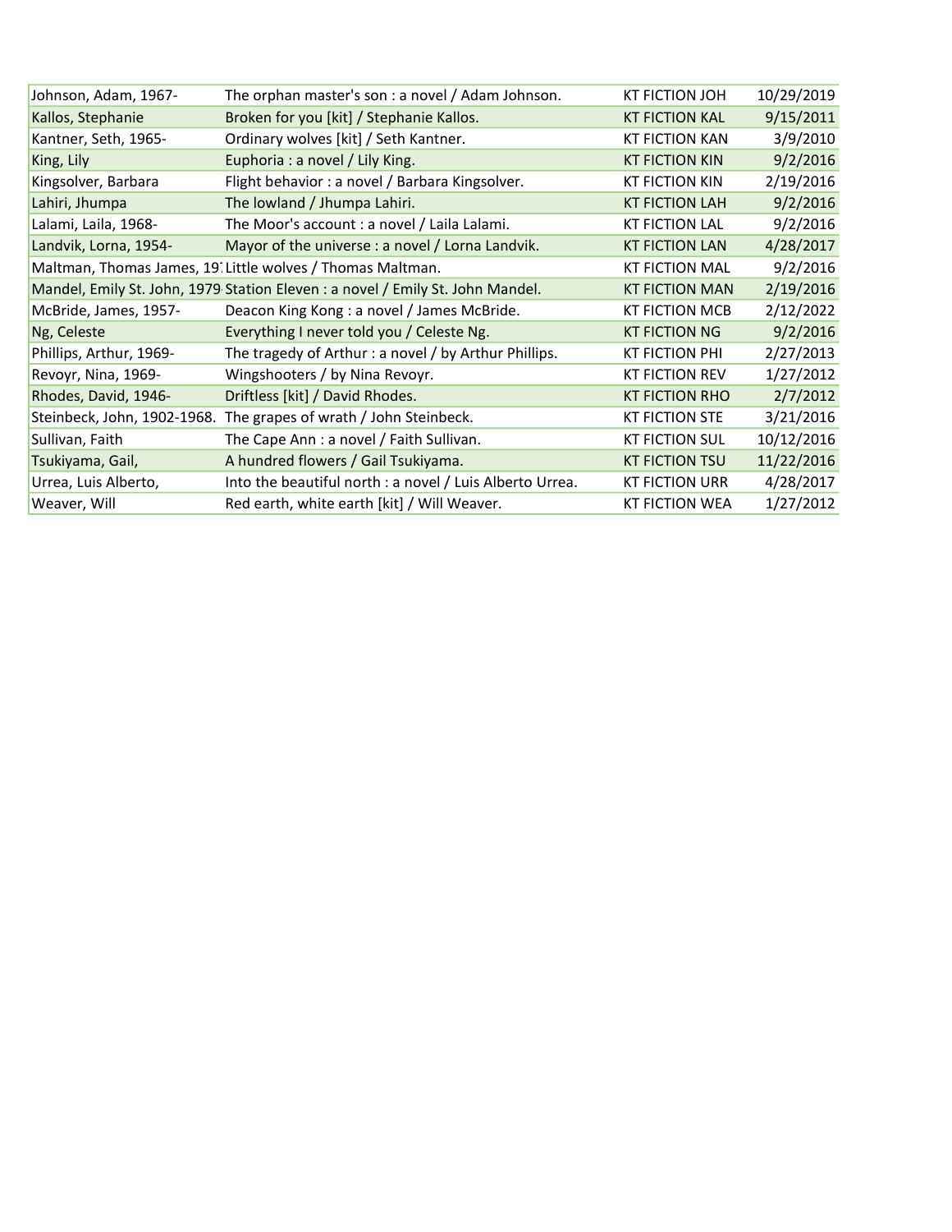| | | | |
|---|---|---|---|
| Johnson, Adam, 1967- | The orphan master's son : a novel / Adam Johnson. | KT FICTION JOH | 10/29/2019 |
| Kallos, Stephanie | Broken for you [kit] / Stephanie Kallos. | KT FICTION KAL | 9/15/2011 |
| Kantner, Seth, 1965- | Ordinary wolves [kit] / Seth Kantner. | KT FICTION KAN | 3/9/2010 |
| King, Lily | Euphoria : a novel / Lily King. | KT FICTION KIN | 9/2/2016 |
| Kingsolver, Barbara | Flight behavior : a novel / Barbara Kingsolver. | KT FICTION KIN | 2/19/2016 |
| Lahiri, Jhumpa | The lowland / Jhumpa Lahiri. | KT FICTION LAH | 9/2/2016 |
| Lalami, Laila, 1968- | The Moor's account : a novel / Laila Lalami. | KT FICTION LAL | 9/2/2016 |
| Landvik, Lorna, 1954- | Mayor of the universe : a novel / Lorna Landvik. | KT FICTION LAN | 4/28/2017 |
| Maltman, Thomas James, 19 | Little wolves / Thomas Maltman. | KT FICTION MAL | 9/2/2016 |
| Mandel, Emily St. John, 1979 | Station Eleven : a novel / Emily St. John Mandel. | KT FICTION MAN | 2/19/2016 |
| McBride, James, 1957- | Deacon King Kong : a novel / James McBride. | KT FICTION MCB | 2/12/2022 |
| Ng, Celeste | Everything I never told you / Celeste Ng. | KT FICTION NG | 9/2/2016 |
| Phillips, Arthur, 1969- | The tragedy of Arthur : a novel / by Arthur Phillips. | KT FICTION PHI | 2/27/2013 |
| Revoyr, Nina, 1969- | Wingshooters / by Nina Revoyr. | KT FICTION REV | 1/27/2012 |
| Rhodes, David, 1946- | Driftless [kit] / David Rhodes. | KT FICTION RHO | 2/7/2012 |
| Steinbeck, John, 1902-1968. | The grapes of wrath / John Steinbeck. | KT FICTION STE | 3/21/2016 |
| Sullivan, Faith | The Cape Ann : a novel / Faith Sullivan. | KT FICTION SUL | 10/12/2016 |
| Tsukiyama, Gail, | A hundred flowers / Gail Tsukiyama. | KT FICTION TSU | 11/22/2016 |
| Urrea, Luis Alberto, | Into the beautiful north : a novel / Luis Alberto Urrea. | KT FICTION URR | 4/28/2017 |
| Weaver, Will | Red earth, white earth [kit] / Will Weaver. | KT FICTION WEA | 1/27/2012 |